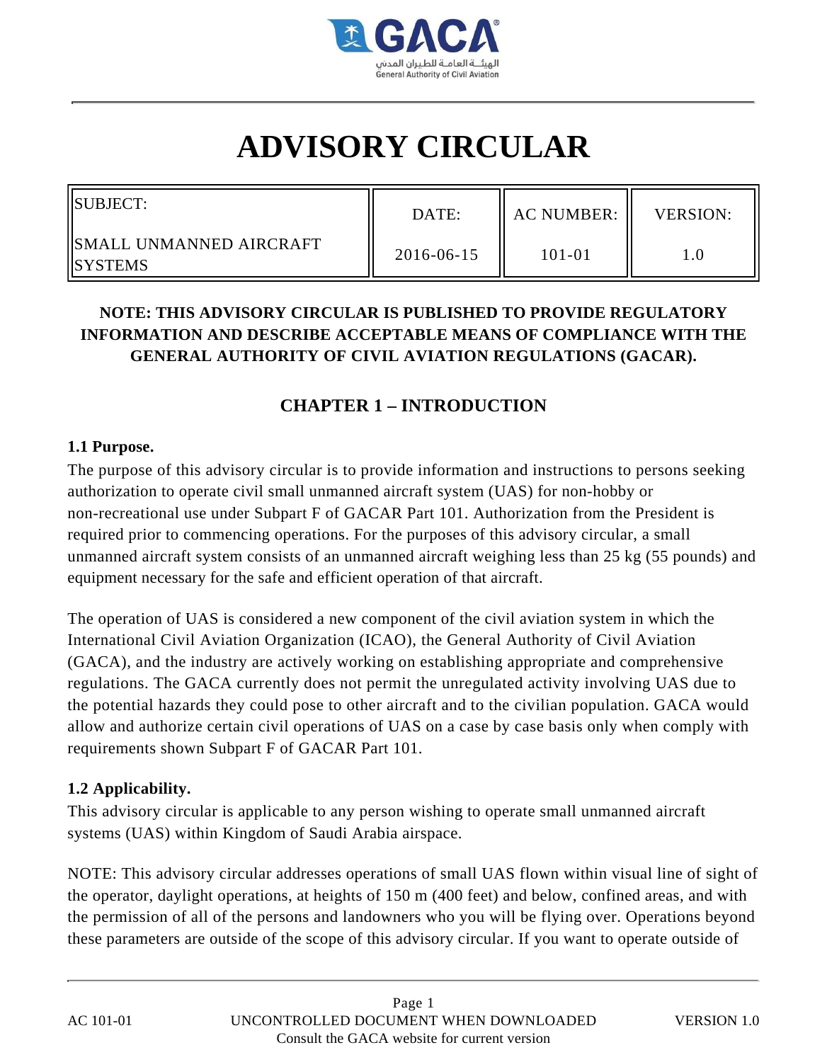# ADVISORY CIRCULAR

| SUBJECT: SMALL UNMANNED AIRCRAFT SYSTEMS | DATE: 2016-06-15 | AC NUMBER: 101-01 | VERSION: 1.0 |
|---|---|---|---|

**NOTE: THIS ADVISORY CIRCULAR IS PUBLISHED TO PROVIDE REGULATORY INFORMATION AND DESCRIBE ACCEPTABLE MEANS OF COMPLIANCE WITH THE GENERAL AUTHORITY OF CIVIL AVIATION REGULATIONS (GACAR).**

## CHAPTER 1 – INTRODUCTION

### 1.1 Purpose.

The purpose of this advisory circular is to provide information and instructions to persons seeking authorization to operate civil small unmanned aircraft system (UAS) for non-hobby or non-recreational use under Subpart F of GACAR Part 101. Authorization from the President is required prior to commencing operations. For the purposes of this advisory circular, a small unmanned aircraft system consists of an unmanned aircraft weighing less than 25 kg (55 pounds) and equipment necessary for the safe and efficient operation of that aircraft.

The operation of UAS is considered a new component of the civil aviation system in which the International Civil Aviation Organization (ICAO), the General Authority of Civil Aviation (GACA), and the industry are actively working on establishing appropriate and comprehensive regulations. The GACA currently does not permit the unregulated activity involving UAS due to the potential hazards they could pose to other aircraft and to the civilian population. GACA would allow and authorize certain civil operations of UAS on a case by case basis only when comply with requirements shown Subpart F of GACAR Part 101.

### 1.2 Applicability.

This advisory circular is applicable to any person wishing to operate small unmanned aircraft systems (UAS) within Kingdom of Saudi Arabia airspace.

NOTE: This advisory circular addresses operations of small UAS flown within visual line of sight of the operator, daylight operations, at heights of 150 m (400 feet) and below, confined areas, and with the permission of all of the persons and landowners who you will be flying over. Operations beyond these parameters are outside of the scope of this advisory circular. If you want to operate outside of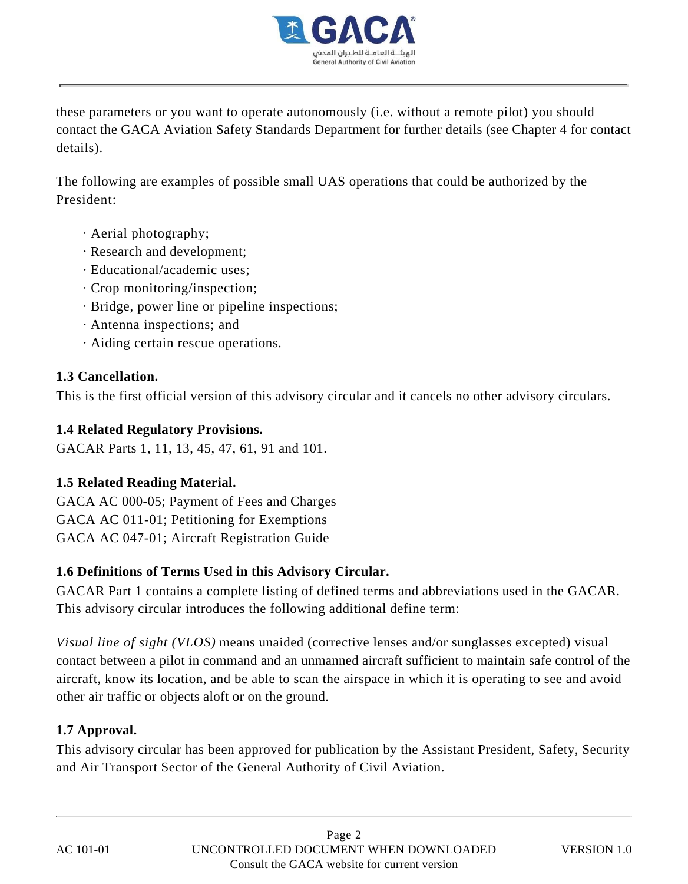these parameters or you want to operate autonomously (i.e. without a remote pilot) you should contact the GACA Aviation Safety Standards Department for further details (see Chapter 4 for contact details).

The following are examples of possible small UAS operations that could be authorized by the President:

- Aerial photography;
- Research and development;
- Educational/academic uses;
- Crop monitoring/inspection;
- Bridge, power line or pipeline inspections;
- Antenna inspections; and
- Aiding certain rescue operations.

**1.3 Cancellation.**
This is the first official version of this advisory circular and it cancels no other advisory circulars.

**1.4 Related Regulatory Provisions.**
GACAR Parts 1, 11, 13, 45, 47, 61, 91 and 101.

**1.5 Related Reading Material.**
GACA AC 000-05; Payment of Fees and Charges
GACA AC 011-01; Petitioning for Exemptions
GACA AC 047-01; Aircraft Registration Guide

**1.6 Definitions of Terms Used in this Advisory Circular.**
GACAR Part 1 contains a complete listing of defined terms and abbreviations used in the GACAR. This advisory circular introduces the following additional define term:

*Visual line of sight (VLOS)* means unaided (corrective lenses and/or sunglasses excepted) visual contact between a pilot in command and an unmanned aircraft sufficient to maintain safe control of the aircraft, know its location, and be able to scan the airspace in which it is operating to see and avoid other air traffic or objects aloft or on the ground.

**1.7 Approval.**
This advisory circular has been approved for publication by the Assistant President, Safety, Security and Air Transport Sector of the General Authority of Civil Aviation.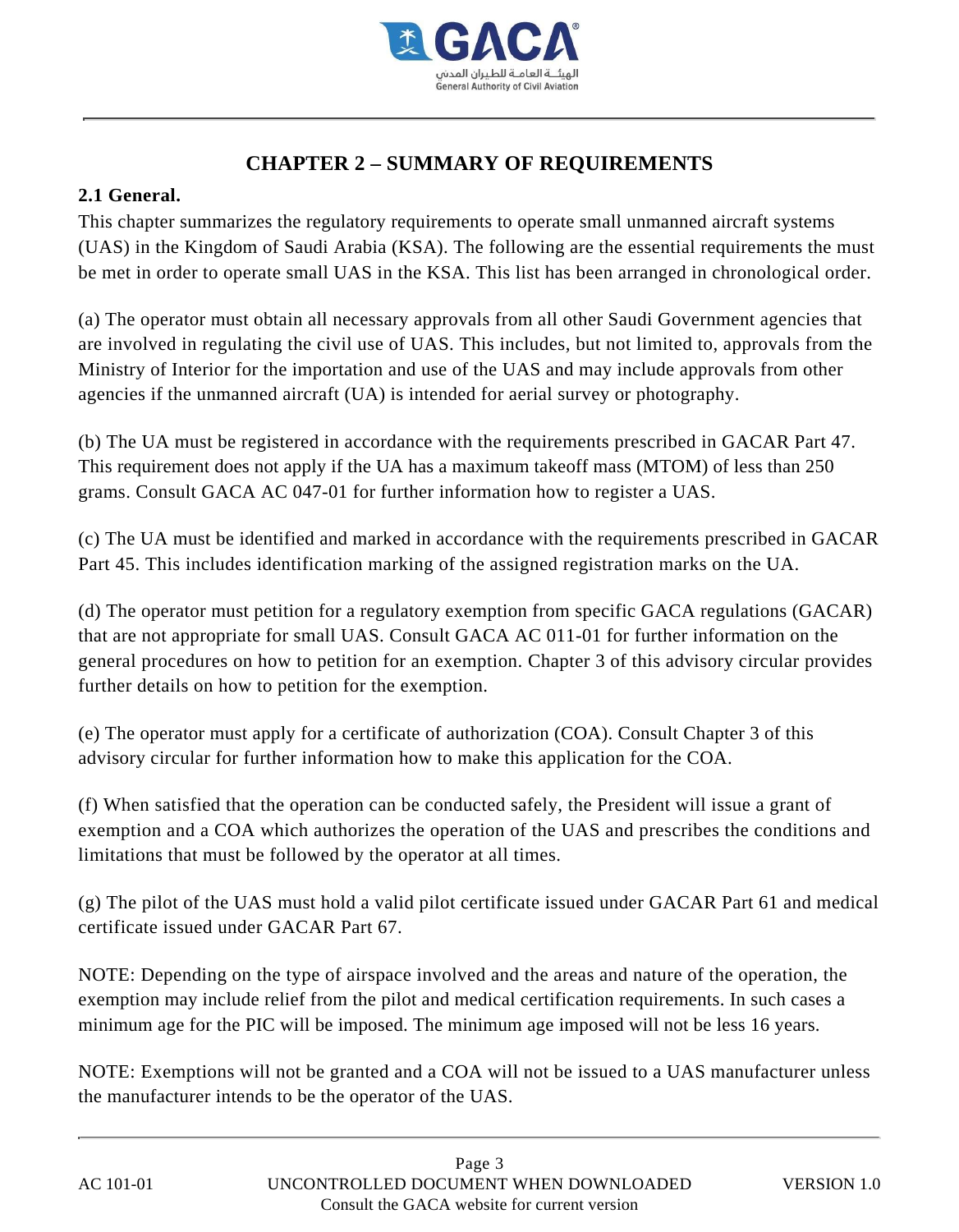# CHAPTER 2 – SUMMARY OF REQUIREMENTS

**2.1 General.**

This chapter summarizes the regulatory requirements to operate small unmanned aircraft systems (UAS) in the Kingdom of Saudi Arabia (KSA). The following are the essential requirements the must be met in order to operate small UAS in the KSA. This list has been arranged in chronological order.

(a) The operator must obtain all necessary approvals from all other Saudi Government agencies that are involved in regulating the civil use of UAS. This includes, but not limited to, approvals from the Ministry of Interior for the importation and use of the UAS and may include approvals from other agencies if the unmanned aircraft (UA) is intended for aerial survey or photography.

(b) The UA must be registered in accordance with the requirements prescribed in GACAR Part 47. This requirement does not apply if the UA has a maximum takeoff mass (MTOM) of less than 250 grams. Consult GACA AC 047-01 for further information how to register a UAS.

(c) The UA must be identified and marked in accordance with the requirements prescribed in GACAR Part 45. This includes identification marking of the assigned registration marks on the UA.

(d) The operator must petition for a regulatory exemption from specific GACA regulations (GACAR) that are not appropriate for small UAS. Consult GACA AC 011-01 for further information on the general procedures on how to petition for an exemption. Chapter 3 of this advisory circular provides further details on how to petition for the exemption.

(e) The operator must apply for a certificate of authorization (COA). Consult Chapter 3 of this advisory circular for further information how to make this application for the COA.

(f) When satisfied that the operation can be conducted safely, the President will issue a grant of exemption and a COA which authorizes the operation of the UAS and prescribes the conditions and limitations that must be followed by the operator at all times.

(g) The pilot of the UAS must hold a valid pilot certificate issued under GACAR Part 61 and medical certificate issued under GACAR Part 67.

NOTE: Depending on the type of airspace involved and the areas and nature of the operation, the exemption may include relief from the pilot and medical certification requirements. In such cases a minimum age for the PIC will be imposed. The minimum age imposed will not be less 16 years.

NOTE: Exemptions will not be granted and a COA will not be issued to a UAS manufacturer unless the manufacturer intends to be the operator of the UAS.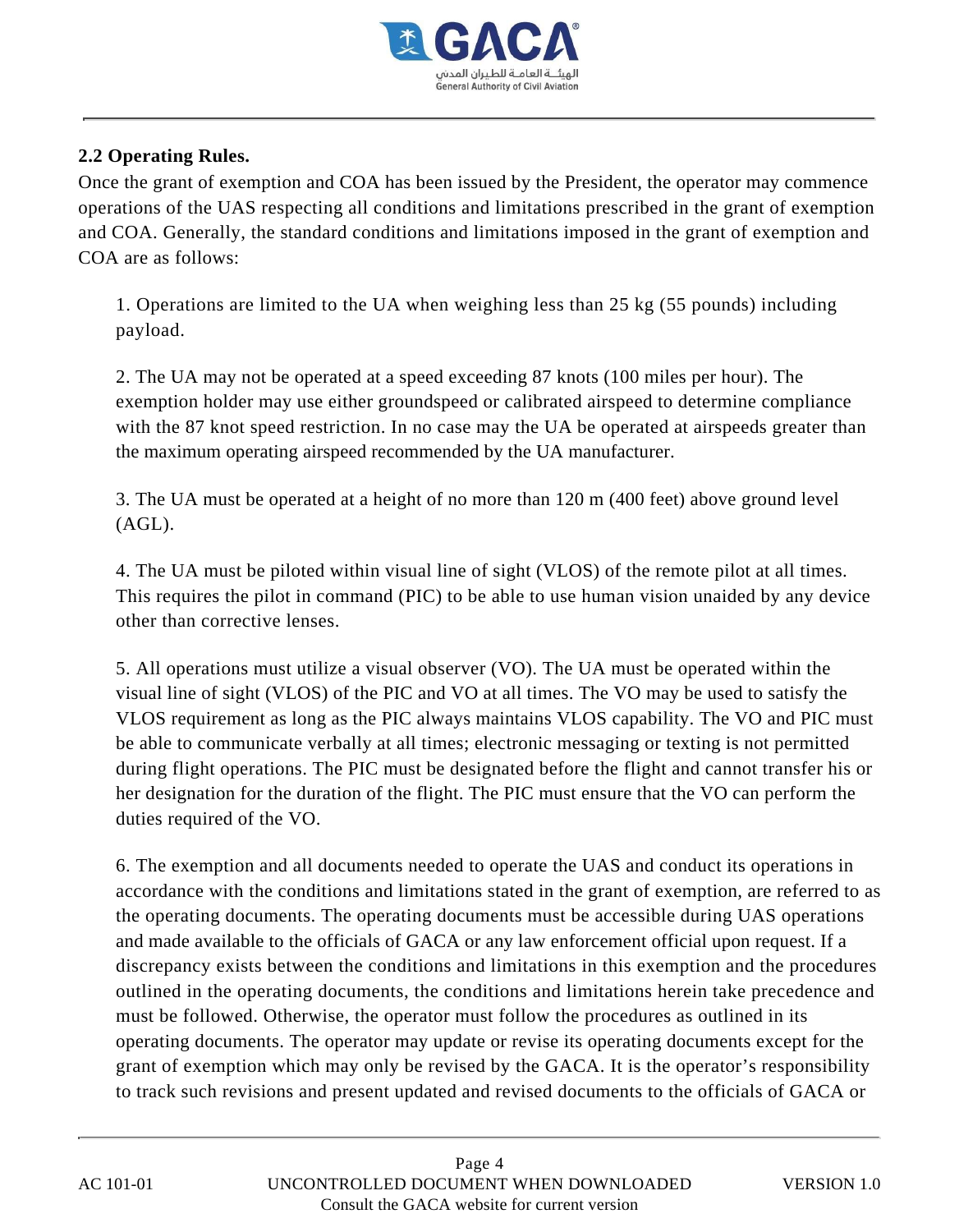**2.2 Operating Rules.**

Once the grant of exemption and COA has been issued by the President, the operator may commence operations of the UAS respecting all conditions and limitations prescribed in the grant of exemption and COA. Generally, the standard conditions and limitations imposed in the grant of exemption and COA are as follows:

1. Operations are limited to the UA when weighing less than 25 kg (55 pounds) including payload.

2. The UA may not be operated at a speed exceeding 87 knots (100 miles per hour). The exemption holder may use either groundspeed or calibrated airspeed to determine compliance with the 87 knot speed restriction. In no case may the UA be operated at airspeeds greater than the maximum operating airspeed recommended by the UA manufacturer.

3. The UA must be operated at a height of no more than 120 m (400 feet) above ground level (AGL).

4. The UA must be piloted within visual line of sight (VLOS) of the remote pilot at all times. This requires the pilot in command (PIC) to be able to use human vision unaided by any device other than corrective lenses.

5. All operations must utilize a visual observer (VO). The UA must be operated within the visual line of sight (VLOS) of the PIC and VO at all times. The VO may be used to satisfy the VLOS requirement as long as the PIC always maintains VLOS capability. The VO and PIC must be able to communicate verbally at all times; electronic messaging or texting is not permitted during flight operations. The PIC must be designated before the flight and cannot transfer his or her designation for the duration of the flight. The PIC must ensure that the VO can perform the duties required of the VO.

6. The exemption and all documents needed to operate the UAS and conduct its operations in accordance with the conditions and limitations stated in the grant of exemption, are referred to as the operating documents. The operating documents must be accessible during UAS operations and made available to the officials of GACA or any law enforcement official upon request. If a discrepancy exists between the conditions and limitations in this exemption and the procedures outlined in the operating documents, the conditions and limitations herein take precedence and must be followed. Otherwise, the operator must follow the procedures as outlined in its operating documents. The operator may update or revise its operating documents except for the grant of exemption which may only be revised by the GACA. It is the operator's responsibility to track such revisions and present updated and revised documents to the officials of GACA or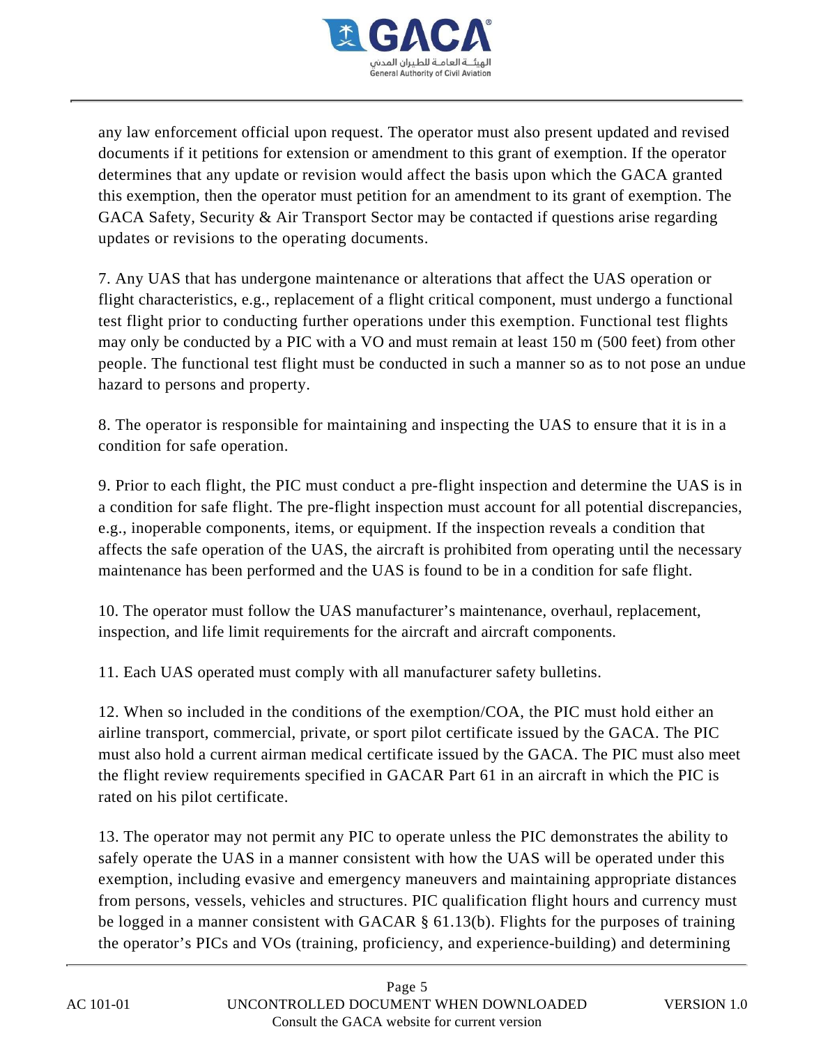any law enforcement official upon request. The operator must also present updated and revised documents if it petitions for extension or amendment to this grant of exemption. If the operator determines that any update or revision would affect the basis upon which the GACA granted this exemption, then the operator must petition for an amendment to its grant of exemption. The GACA Safety, Security & Air Transport Sector may be contacted if questions arise regarding updates or revisions to the operating documents.

7. Any UAS that has undergone maintenance or alterations that affect the UAS operation or flight characteristics, e.g., replacement of a flight critical component, must undergo a functional test flight prior to conducting further operations under this exemption. Functional test flights may only be conducted by a PIC with a VO and must remain at least 150 m (500 feet) from other people. The functional test flight must be conducted in such a manner so as to not pose an undue hazard to persons and property.

8. The operator is responsible for maintaining and inspecting the UAS to ensure that it is in a condition for safe operation.

9. Prior to each flight, the PIC must conduct a pre-flight inspection and determine the UAS is in a condition for safe flight. The pre-flight inspection must account for all potential discrepancies, e.g., inoperable components, items, or equipment. If the inspection reveals a condition that affects the safe operation of the UAS, the aircraft is prohibited from operating until the necessary maintenance has been performed and the UAS is found to be in a condition for safe flight.

10. The operator must follow the UAS manufacturer's maintenance, overhaul, replacement, inspection, and life limit requirements for the aircraft and aircraft components.

11. Each UAS operated must comply with all manufacturer safety bulletins.

12. When so included in the conditions of the exemption/COA, the PIC must hold either an airline transport, commercial, private, or sport pilot certificate issued by the GACA. The PIC must also hold a current airman medical certificate issued by the GACA. The PIC must also meet the flight review requirements specified in GACAR Part 61 in an aircraft in which the PIC is rated on his pilot certificate.

13. The operator may not permit any PIC to operate unless the PIC demonstrates the ability to safely operate the UAS in a manner consistent with how the UAS will be operated under this exemption, including evasive and emergency maneuvers and maintaining appropriate distances from persons, vessels, vehicles and structures. PIC qualification flight hours and currency must be logged in a manner consistent with GACAR § 61.13(b). Flights for the purposes of training the operator's PICs and VOs (training, proficiency, and experience-building) and determining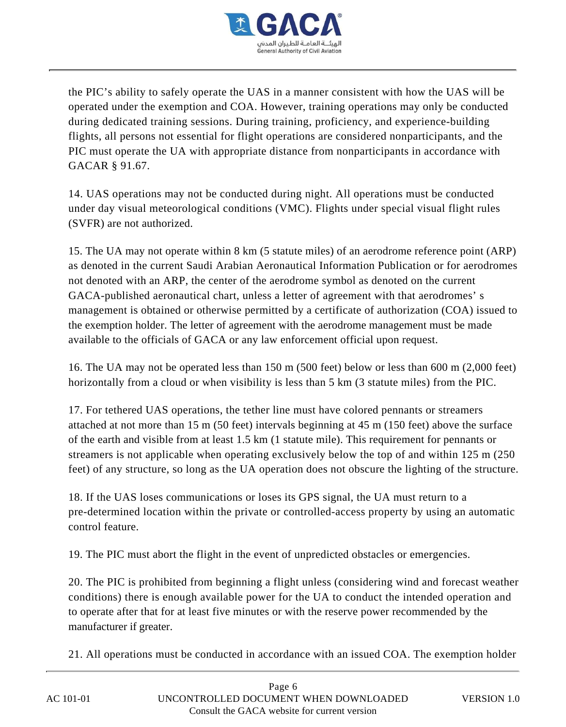the PIC's ability to safely operate the UAS in a manner consistent with how the UAS will be operated under the exemption and COA. However, training operations may only be conducted during dedicated training sessions. During training, proficiency, and experience-building flights, all persons not essential for flight operations are considered nonparticipants, and the PIC must operate the UA with appropriate distance from nonparticipants in accordance with GACAR § 91.67.

14. UAS operations may not be conducted during night. All operations must be conducted under day visual meteorological conditions (VMC). Flights under special visual flight rules (SVFR) are not authorized.

15. The UA may not operate within 8 km (5 statute miles) of an aerodrome reference point (ARP) as denoted in the current Saudi Arabian Aeronautical Information Publication or for aerodromes not denoted with an ARP, the center of the aerodrome symbol as denoted on the current GACA-published aeronautical chart, unless a letter of agreement with that aerodromes' s management is obtained or otherwise permitted by a certificate of authorization (COA) issued to the exemption holder. The letter of agreement with the aerodrome management must be made available to the officials of GACA or any law enforcement official upon request.

16. The UA may not be operated less than 150 m (500 feet) below or less than 600 m (2,000 feet) horizontally from a cloud or when visibility is less than 5 km (3 statute miles) from the PIC.

17. For tethered UAS operations, the tether line must have colored pennants or streamers attached at not more than 15 m (50 feet) intervals beginning at 45 m (150 feet) above the surface of the earth and visible from at least 1.5 km (1 statute mile). This requirement for pennants or streamers is not applicable when operating exclusively below the top of and within 125 m (250 feet) of any structure, so long as the UA operation does not obscure the lighting of the structure.

18. If the UAS loses communications or loses its GPS signal, the UA must return to a pre-determined location within the private or controlled-access property by using an automatic control feature.

19. The PIC must abort the flight in the event of unpredicted obstacles or emergencies.

20. The PIC is prohibited from beginning a flight unless (considering wind and forecast weather conditions) there is enough available power for the UA to conduct the intended operation and to operate after that for at least five minutes or with the reserve power recommended by the manufacturer if greater.

21. All operations must be conducted in accordance with an issued COA. The exemption holder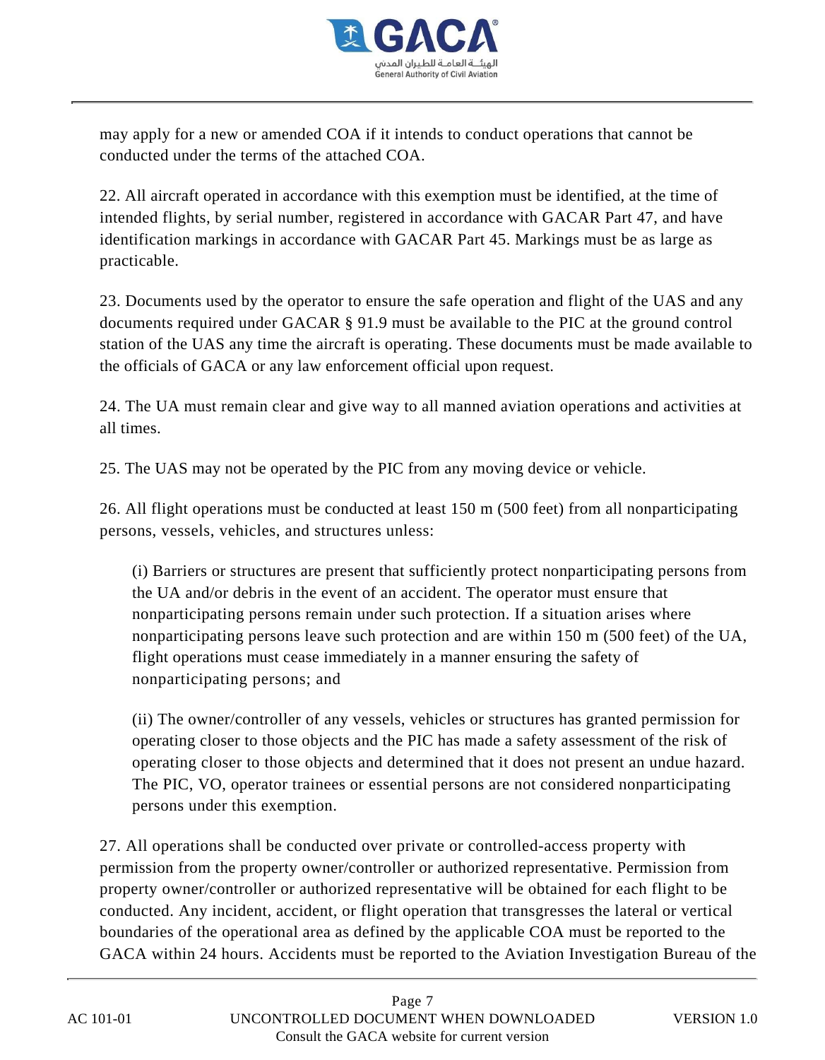may apply for a new or amended COA if it intends to conduct operations that cannot be conducted under the terms of the attached COA.

22. All aircraft operated in accordance with this exemption must be identified, at the time of intended flights, by serial number, registered in accordance with GACAR Part 47, and have identification markings in accordance with GACAR Part 45. Markings must be as large as practicable.

23. Documents used by the operator to ensure the safe operation and flight of the UAS and any documents required under GACAR § 91.9 must be available to the PIC at the ground control station of the UAS any time the aircraft is operating. These documents must be made available to the officials of GACA or any law enforcement official upon request.

24. The UA must remain clear and give way to all manned aviation operations and activities at all times.

25. The UAS may not be operated by the PIC from any moving device or vehicle.

26. All flight operations must be conducted at least 150 m (500 feet) from all nonparticipating persons, vessels, vehicles, and structures unless:

> (i) Barriers or structures are present that sufficiently protect nonparticipating persons from the UA and/or debris in the event of an accident. The operator must ensure that nonparticipating persons remain under such protection. If a situation arises where nonparticipating persons leave such protection and are within 150 m (500 feet) of the UA, flight operations must cease immediately in a manner ensuring the safety of nonparticipating persons; and
>
> (ii) The owner/controller of any vessels, vehicles or structures has granted permission for operating closer to those objects and the PIC has made a safety assessment of the risk of operating closer to those objects and determined that it does not present an undue hazard. The PIC, VO, operator trainees or essential persons are not considered nonparticipating persons under this exemption.

27. All operations shall be conducted over private or controlled-access property with permission from the property owner/controller or authorized representative. Permission from property owner/controller or authorized representative will be obtained for each flight to be conducted. Any incident, accident, or flight operation that transgresses the lateral or vertical boundaries of the operational area as defined by the applicable COA must be reported to the GACA within 24 hours. Accidents must be reported to the Aviation Investigation Bureau of the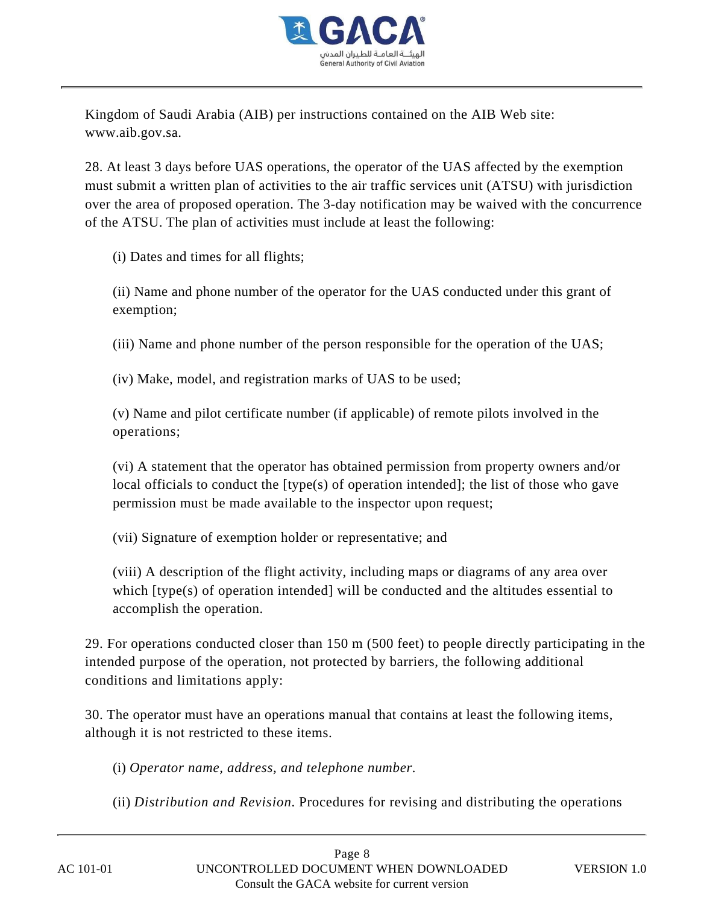Kingdom of Saudi Arabia (AIB) per instructions contained on the AIB Web site: www.aib.gov.sa.

28. At least 3 days before UAS operations, the operator of the UAS affected by the exemption must submit a written plan of activities to the air traffic services unit (ATSU) with jurisdiction over the area of proposed operation. The 3-day notification may be waived with the concurrence of the ATSU. The plan of activities must include at least the following:

(i) Dates and times for all flights;

(ii) Name and phone number of the operator for the UAS conducted under this grant of exemption;

(iii) Name and phone number of the person responsible for the operation of the UAS;

(iv) Make, model, and registration marks of UAS to be used;

(v) Name and pilot certificate number (if applicable) of remote pilots involved in the operations;

(vi) A statement that the operator has obtained permission from property owners and/or local officials to conduct the [type(s) of operation intended]; the list of those who gave permission must be made available to the inspector upon request;

(vii) Signature of exemption holder or representative; and

(viii) A description of the flight activity, including maps or diagrams of any area over which [type(s) of operation intended] will be conducted and the altitudes essential to accomplish the operation.

29. For operations conducted closer than 150 m (500 feet) to people directly participating in the intended purpose of the operation, not protected by barriers, the following additional conditions and limitations apply:

30. The operator must have an operations manual that contains at least the following items, although it is not restricted to these items.

(i) *Operator name, address, and telephone number*.

(ii) *Distribution and Revision*. Procedures for revising and distributing the operations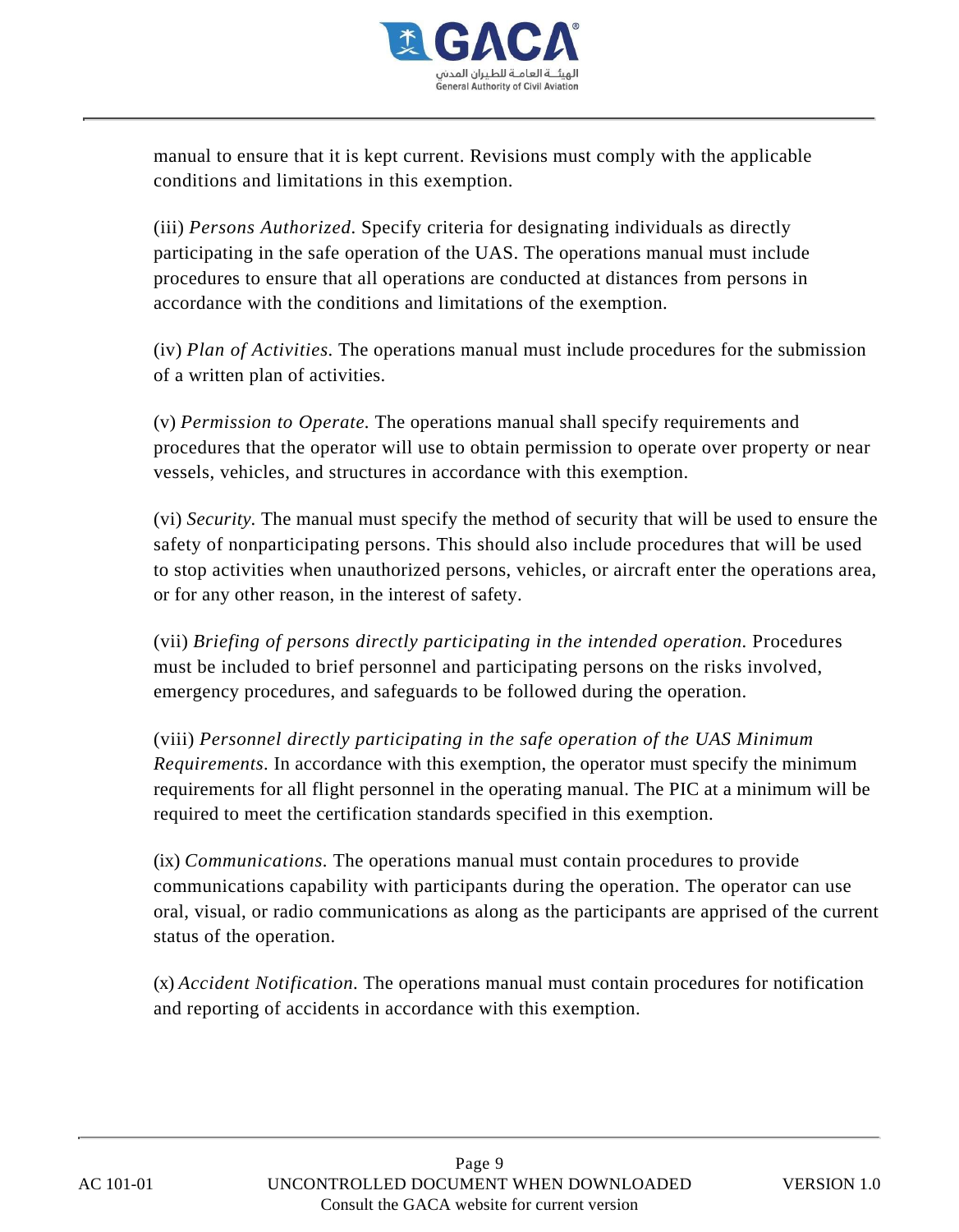manual to ensure that it is kept current. Revisions must comply with the applicable conditions and limitations in this exemption.

(iii) *Persons Authorized.* Specify criteria for designating individuals as directly participating in the safe operation of the UAS. The operations manual must include procedures to ensure that all operations are conducted at distances from persons in accordance with the conditions and limitations of the exemption.

(iv) *Plan of Activities.* The operations manual must include procedures for the submission of a written plan of activities.

(v) *Permission to Operate.* The operations manual shall specify requirements and procedures that the operator will use to obtain permission to operate over property or near vessels, vehicles, and structures in accordance with this exemption.

(vi) *Security.* The manual must specify the method of security that will be used to ensure the safety of nonparticipating persons. This should also include procedures that will be used to stop activities when unauthorized persons, vehicles, or aircraft enter the operations area, or for any other reason, in the interest of safety.

(vii) *Briefing of persons directly participating in the intended operation.* Procedures must be included to brief personnel and participating persons on the risks involved, emergency procedures, and safeguards to be followed during the operation.

(viii) *Personnel directly participating in the safe operation of the UAS Minimum Requirements.* In accordance with this exemption, the operator must specify the minimum requirements for all flight personnel in the operating manual. The PIC at a minimum will be required to meet the certification standards specified in this exemption.

(ix) *Communications.* The operations manual must contain procedures to provide communications capability with participants during the operation. The operator can use oral, visual, or radio communications as along as the participants are apprised of the current status of the operation.

(x) *Accident Notification.* The operations manual must contain procedures for notification and reporting of accidents in accordance with this exemption.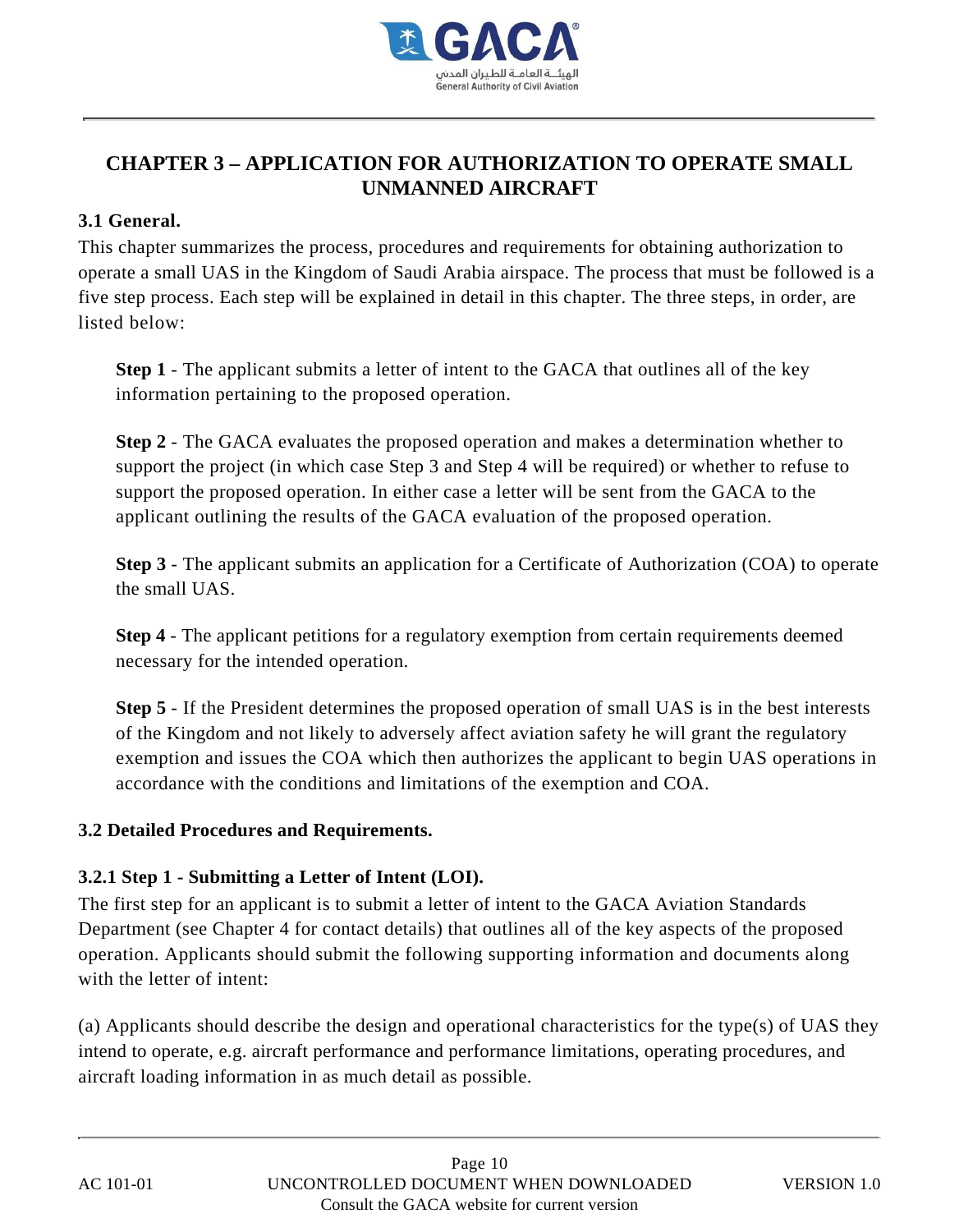# CHAPTER 3 – APPLICATION FOR AUTHORIZATION TO OPERATE SMALL UNMANNED AIRCRAFT

## 3.1 General.

This chapter summarizes the process, procedures and requirements for obtaining authorization to operate a small UAS in the Kingdom of Saudi Arabia airspace. The process that must be followed is a five step process. Each step will be explained in detail in this chapter. The three steps, in order, are listed below:

**Step 1** - The applicant submits a letter of intent to the GACA that outlines all of the key information pertaining to the proposed operation.

**Step 2** - The GACA evaluates the proposed operation and makes a determination whether to support the project (in which case Step 3 and Step 4 will be required) or whether to refuse to support the proposed operation. In either case a letter will be sent from the GACA to the applicant outlining the results of the GACA evaluation of the proposed operation.

**Step 3** - The applicant submits an application for a Certificate of Authorization (COA) to operate the small UAS.

**Step 4** - The applicant petitions for a regulatory exemption from certain requirements deemed necessary for the intended operation.

**Step 5** - If the President determines the proposed operation of small UAS is in the best interests of the Kingdom and not likely to adversely affect aviation safety he will grant the regulatory exemption and issues the COA which then authorizes the applicant to begin UAS operations in accordance with the conditions and limitations of the exemption and COA.

## 3.2 Detailed Procedures and Requirements.

### 3.2.1 Step 1 - Submitting a Letter of Intent (LOI).

The first step for an applicant is to submit a letter of intent to the GACA Aviation Standards Department (see Chapter 4 for contact details) that outlines all of the key aspects of the proposed operation. Applicants should submit the following supporting information and documents along with the letter of intent:

(a) Applicants should describe the design and operational characteristics for the type(s) of UAS they intend to operate, e.g. aircraft performance and performance limitations, operating procedures, and aircraft loading information in as much detail as possible.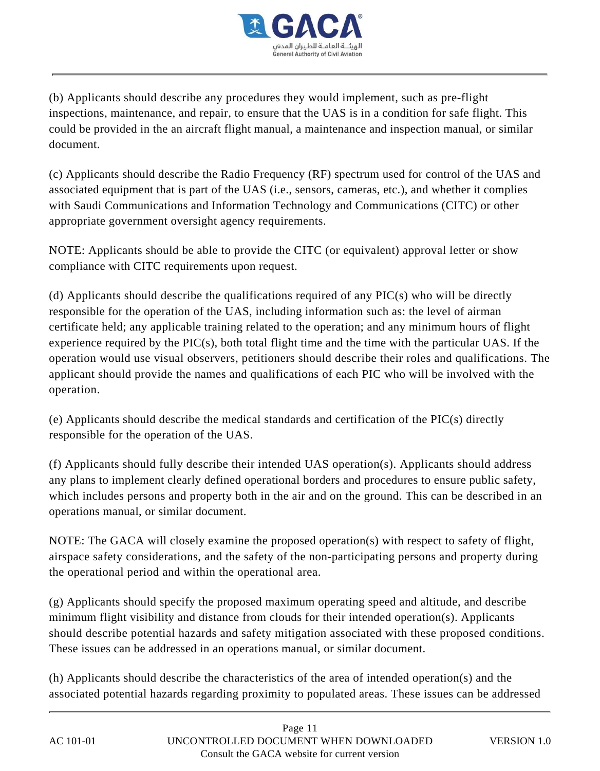(b) Applicants should describe any procedures they would implement, such as pre-flight inspections, maintenance, and repair, to ensure that the UAS is in a condition for safe flight. This could be provided in the an aircraft flight manual, a maintenance and inspection manual, or similar document.

(c) Applicants should describe the Radio Frequency (RF) spectrum used for control of the UAS and associated equipment that is part of the UAS (i.e., sensors, cameras, etc.), and whether it complies with Saudi Communications and Information Technology and Communications (CITC) or other appropriate government oversight agency requirements.

NOTE: Applicants should be able to provide the CITC (or equivalent) approval letter or show compliance with CITC requirements upon request.

(d) Applicants should describe the qualifications required of any PIC(s) who will be directly responsible for the operation of the UAS, including information such as: the level of airman certificate held; any applicable training related to the operation; and any minimum hours of flight experience required by the PIC(s), both total flight time and the time with the particular UAS. If the operation would use visual observers, petitioners should describe their roles and qualifications. The applicant should provide the names and qualifications of each PIC who will be involved with the operation.

(e) Applicants should describe the medical standards and certification of the PIC(s) directly responsible for the operation of the UAS.

(f) Applicants should fully describe their intended UAS operation(s). Applicants should address any plans to implement clearly defined operational borders and procedures to ensure public safety, which includes persons and property both in the air and on the ground. This can be described in an operations manual, or similar document.

NOTE: The GACA will closely examine the proposed operation(s) with respect to safety of flight, airspace safety considerations, and the safety of the non-participating persons and property during the operational period and within the operational area.

(g) Applicants should specify the proposed maximum operating speed and altitude, and describe minimum flight visibility and distance from clouds for their intended operation(s). Applicants should describe potential hazards and safety mitigation associated with these proposed conditions. These issues can be addressed in an operations manual, or similar document.

(h) Applicants should describe the characteristics of the area of intended operation(s) and the associated potential hazards regarding proximity to populated areas. These issues can be addressed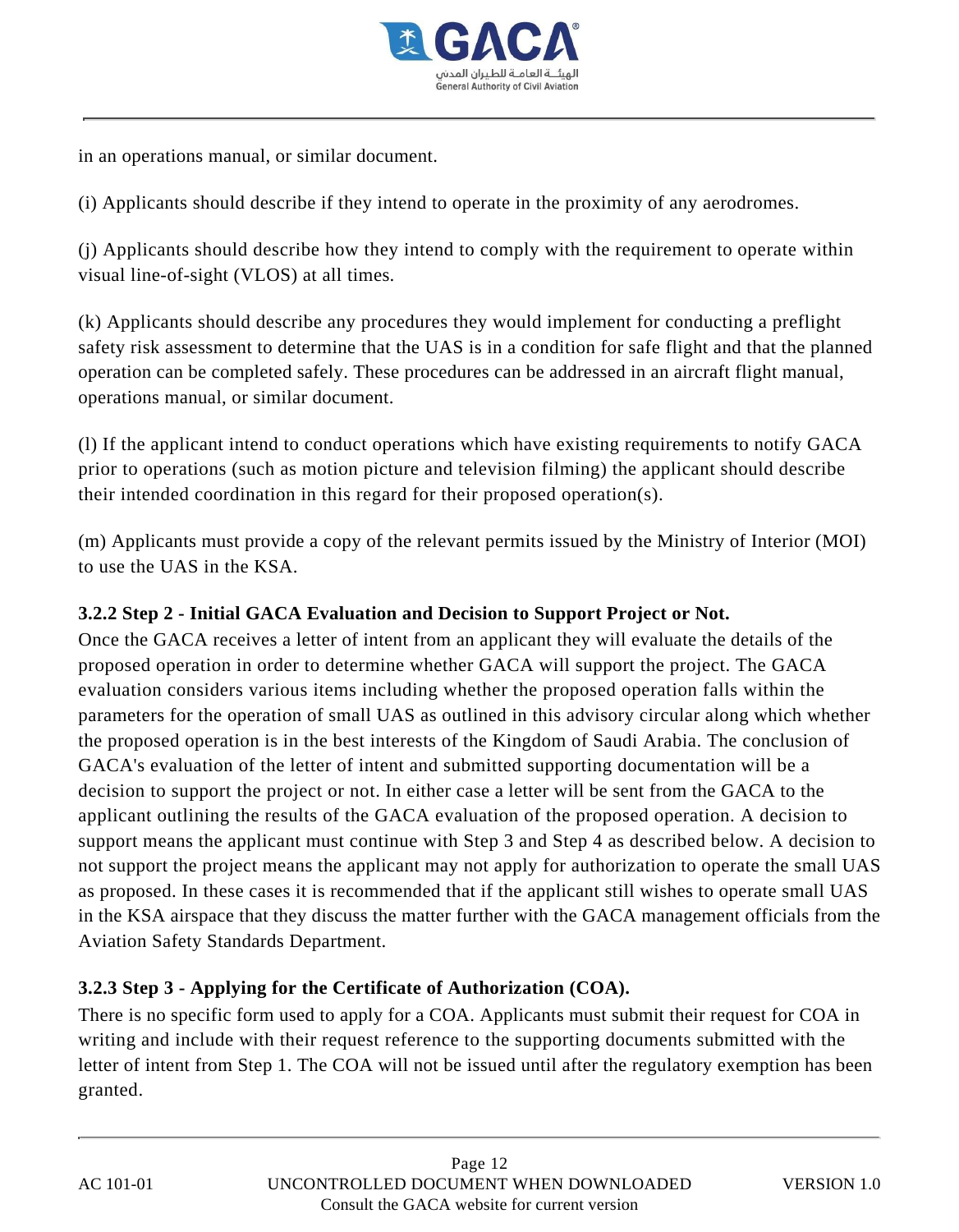in an operations manual, or similar document.

(i) Applicants should describe if they intend to operate in the proximity of any aerodromes.

(j) Applicants should describe how they intend to comply with the requirement to operate within visual line-of-sight (VLOS) at all times.

(k) Applicants should describe any procedures they would implement for conducting a preflight safety risk assessment to determine that the UAS is in a condition for safe flight and that the planned operation can be completed safely. These procedures can be addressed in an aircraft flight manual, operations manual, or similar document.

(l) If the applicant intend to conduct operations which have existing requirements to notify GACA prior to operations (such as motion picture and television filming) the applicant should describe their intended coordination in this regard for their proposed operation(s).

(m) Applicants must provide a copy of the relevant permits issued by the Ministry of Interior (MOI) to use the UAS in the KSA.

**3.2.2 Step 2 - Initial GACA Evaluation and Decision to Support Project or Not.**

Once the GACA receives a letter of intent from an applicant they will evaluate the details of the proposed operation in order to determine whether GACA will support the project. The GACA evaluation considers various items including whether the proposed operation falls within the parameters for the operation of small UAS as outlined in this advisory circular along which whether the proposed operation is in the best interests of the Kingdom of Saudi Arabia. The conclusion of GACA's evaluation of the letter of intent and submitted supporting documentation will be a decision to support the project or not. In either case a letter will be sent from the GACA to the applicant outlining the results of the GACA evaluation of the proposed operation. A decision to support means the applicant must continue with Step 3 and Step 4 as described below. A decision to not support the project means the applicant may not apply for authorization to operate the small UAS as proposed. In these cases it is recommended that if the applicant still wishes to operate small UAS in the KSA airspace that they discuss the matter further with the GACA management officials from the Aviation Safety Standards Department.

**3.2.3 Step 3 - Applying for the Certificate of Authorization (COA).**

There is no specific form used to apply for a COA. Applicants must submit their request for COA in writing and include with their request reference to the supporting documents submitted with the letter of intent from Step 1. The COA will not be issued until after the regulatory exemption has been granted.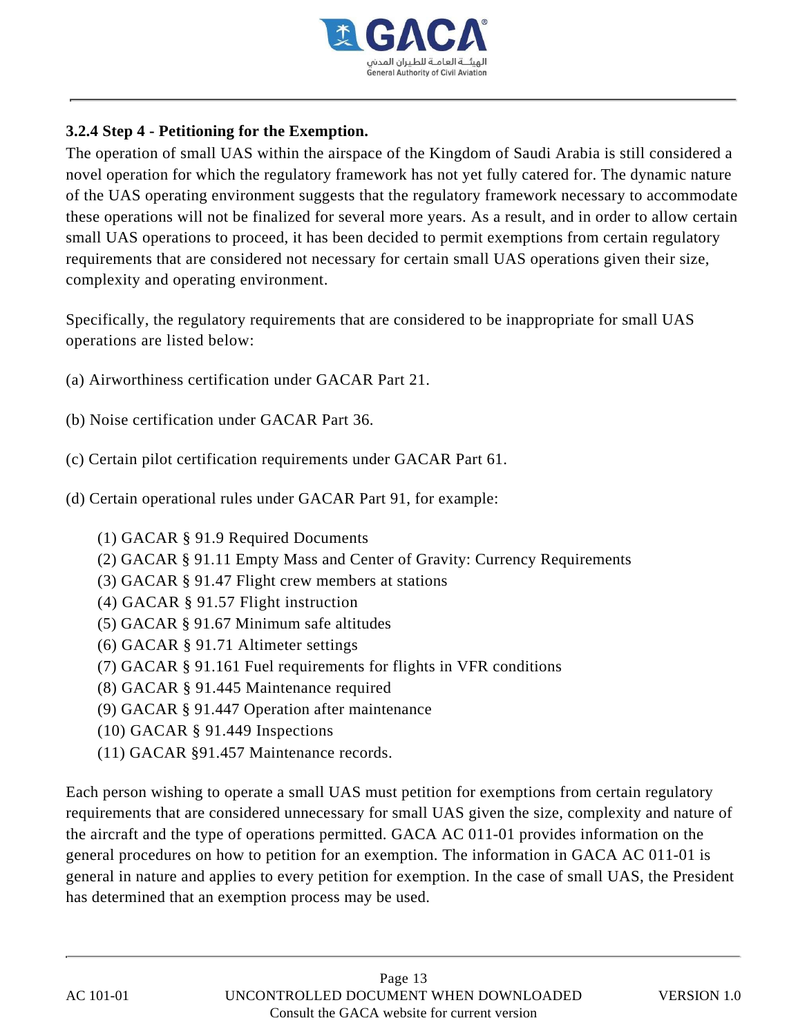### 3.2.4 Step 4 - Petitioning for the Exemption.

The operation of small UAS within the airspace of the Kingdom of Saudi Arabia is still considered a novel operation for which the regulatory framework has not yet fully catered for. The dynamic nature of the UAS operating environment suggests that the regulatory framework necessary to accommodate these operations will not be finalized for several more years. As a result, and in order to allow certain small UAS operations to proceed, it has been decided to permit exemptions from certain regulatory requirements that are considered not necessary for certain small UAS operations given their size, complexity and operating environment.

Specifically, the regulatory requirements that are considered to be inappropriate for small UAS operations are listed below:

(a) Airworthiness certification under GACAR Part 21.

(b) Noise certification under GACAR Part 36.

(c) Certain pilot certification requirements under GACAR Part 61.

(d) Certain operational rules under GACAR Part 91, for example:

(1) GACAR § 91.9 Required Documents
(2) GACAR § 91.11 Empty Mass and Center of Gravity: Currency Requirements
(3) GACAR § 91.47 Flight crew members at stations
(4) GACAR § 91.57 Flight instruction
(5) GACAR § 91.67 Minimum safe altitudes
(6) GACAR § 91.71 Altimeter settings
(7) GACAR § 91.161 Fuel requirements for flights in VFR conditions
(8) GACAR § 91.445 Maintenance required
(9) GACAR § 91.447 Operation after maintenance
(10) GACAR § 91.449 Inspections
(11) GACAR §91.457 Maintenance records.

Each person wishing to operate a small UAS must petition for exemptions from certain regulatory requirements that are considered unnecessary for small UAS given the size, complexity and nature of the aircraft and the type of operations permitted. GACA AC 011-01 provides information on the general procedures on how to petition for an exemption. The information in GACA AC 011-01 is general in nature and applies to every petition for exemption. In the case of small UAS, the President has determined that an exemption process may be used.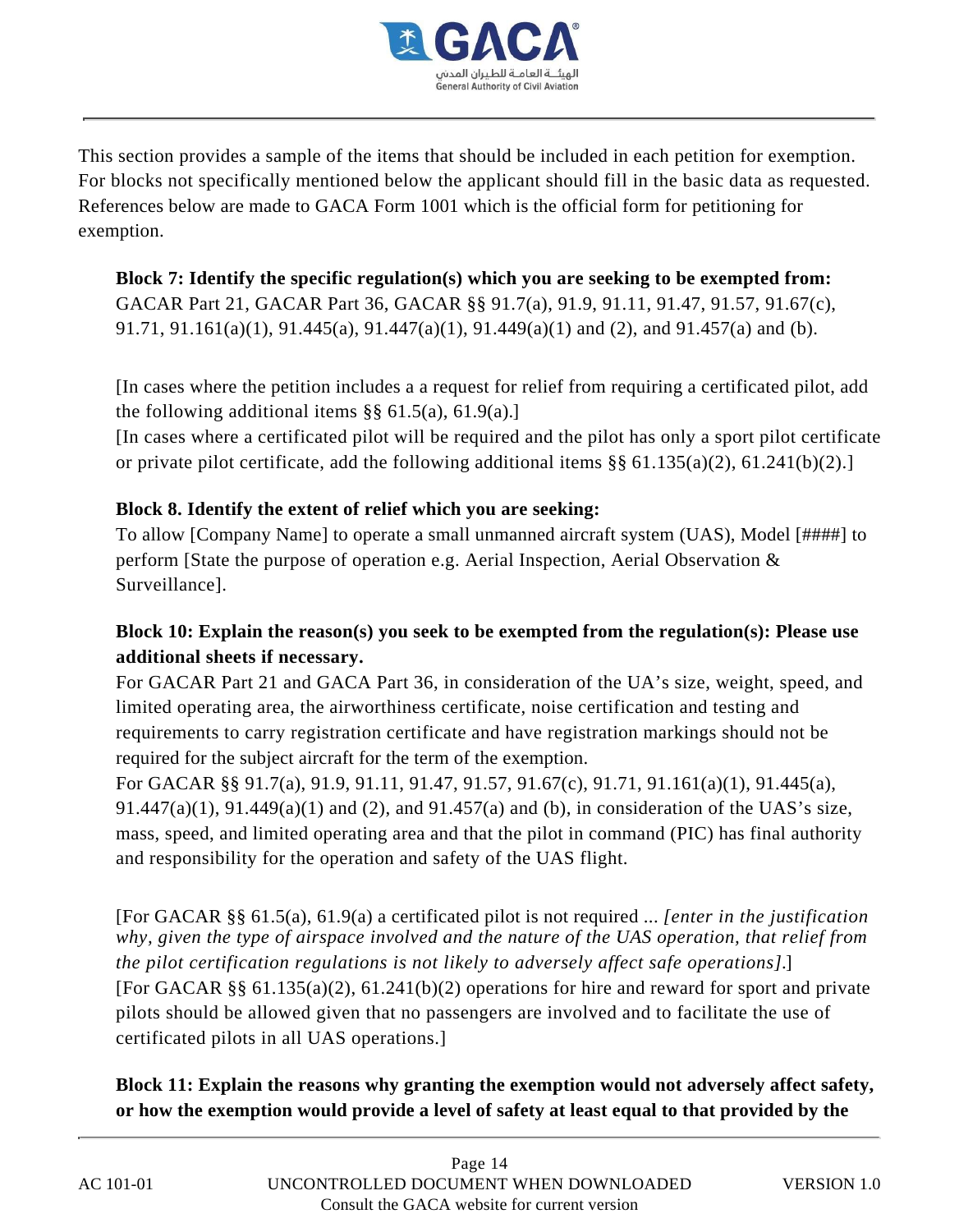This section provides a sample of the items that should be included in each petition for exemption. For blocks not specifically mentioned below the applicant should fill in the basic data as requested. References below are made to GACA Form 1001 which is the official form for petitioning for exemption.

**Block 7: Identify the specific regulation(s) which you are seeking to be exempted from:**
GACAR Part 21, GACAR Part 36, GACAR §§ 91.7(a), 91.9, 91.11, 91.47, 91.57, 91.67(c), 91.71, 91.161(a)(1), 91.445(a), 91.447(a)(1), 91.449(a)(1) and (2), and 91.457(a) and (b).

[In cases where the petition includes a a request for relief from requiring a certificated pilot, add the following additional items §§ 61.5(a), 61.9(a).]
[In cases where a certificated pilot will be required and the pilot has only a sport pilot certificate or private pilot certificate, add the following additional items §§ 61.135(a)(2), 61.241(b)(2).]

**Block 8. Identify the extent of relief which you are seeking:**
To allow [Company Name] to operate a small unmanned aircraft system (UAS), Model [####] to perform [State the purpose of operation e.g. Aerial Inspection, Aerial Observation & Surveillance].

**Block 10: Explain the reason(s) you seek to be exempted from the regulation(s): Please use additional sheets if necessary.**
For GACAR Part 21 and GACA Part 36, in consideration of the UA's size, weight, speed, and limited operating area, the airworthiness certificate, noise certification and testing and requirements to carry registration certificate and have registration markings should not be required for the subject aircraft for the term of the exemption.
For GACAR §§ 91.7(a), 91.9, 91.11, 91.47, 91.57, 91.67(c), 91.71, 91.161(a)(1), 91.445(a), 91.447(a)(1), 91.449(a)(1) and (2), and 91.457(a) and (b), in consideration of the UAS's size, mass, speed, and limited operating area and that the pilot in command (PIC) has final authority and responsibility for the operation and safety of the UAS flight.

[For GACAR §§ 61.5(a), 61.9(a) a certificated pilot is not required ... *[enter in the justification why, given the type of airspace involved and the nature of the UAS operation, that relief from the pilot certification regulations is not likely to adversely affect safe operations]*.]
[For GACAR §§ 61.135(a)(2), 61.241(b)(2) operations for hire and reward for sport and private pilots should be allowed given that no passengers are involved and to facilitate the use of certificated pilots in all UAS operations.]

**Block 11: Explain the reasons why granting the exemption would not adversely affect safety, or how the exemption would provide a level of safety at least equal to that provided by the**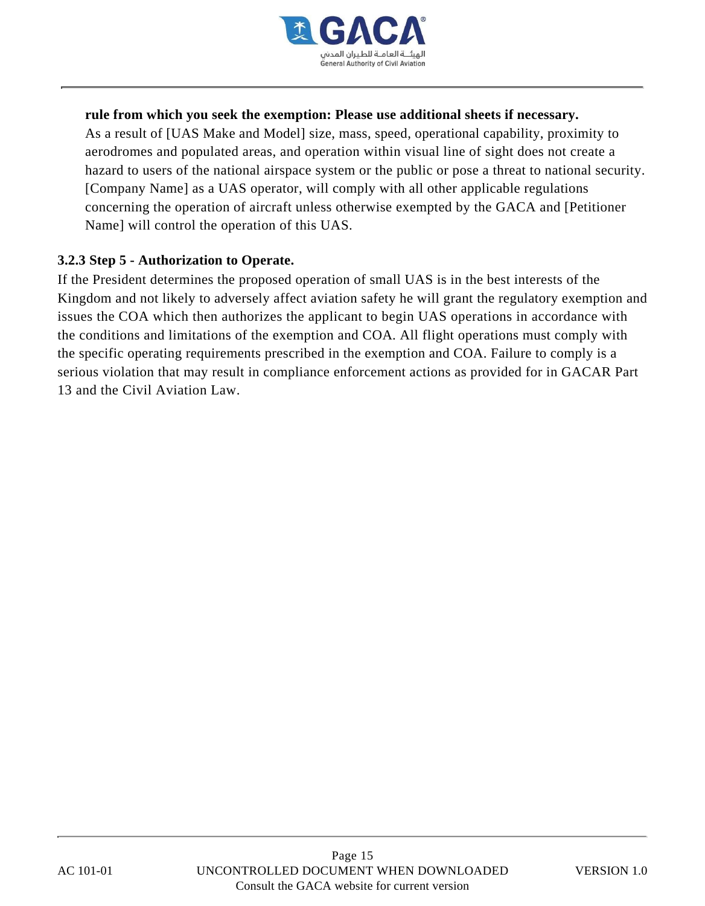**rule from which you seek the exemption: Please use additional sheets if necessary.**

As a result of [UAS Make and Model] size, mass, speed, operational capability, proximity to aerodromes and populated areas, and operation within visual line of sight does not create a hazard to users of the national airspace system or the public or pose a threat to national security. [Company Name] as a UAS operator, will comply with all other applicable regulations concerning the operation of aircraft unless otherwise exempted by the GACA and [Petitioner Name] will control the operation of this UAS.

### 3.2.3 Step 5 - Authorization to Operate.

If the President determines the proposed operation of small UAS is in the best interests of the Kingdom and not likely to adversely affect aviation safety he will grant the regulatory exemption and issues the COA which then authorizes the applicant to begin UAS operations in accordance with the conditions and limitations of the exemption and COA. All flight operations must comply with the specific operating requirements prescribed in the exemption and COA. Failure to comply is a serious violation that may result in compliance enforcement actions as provided for in GACAR Part 13 and the Civil Aviation Law.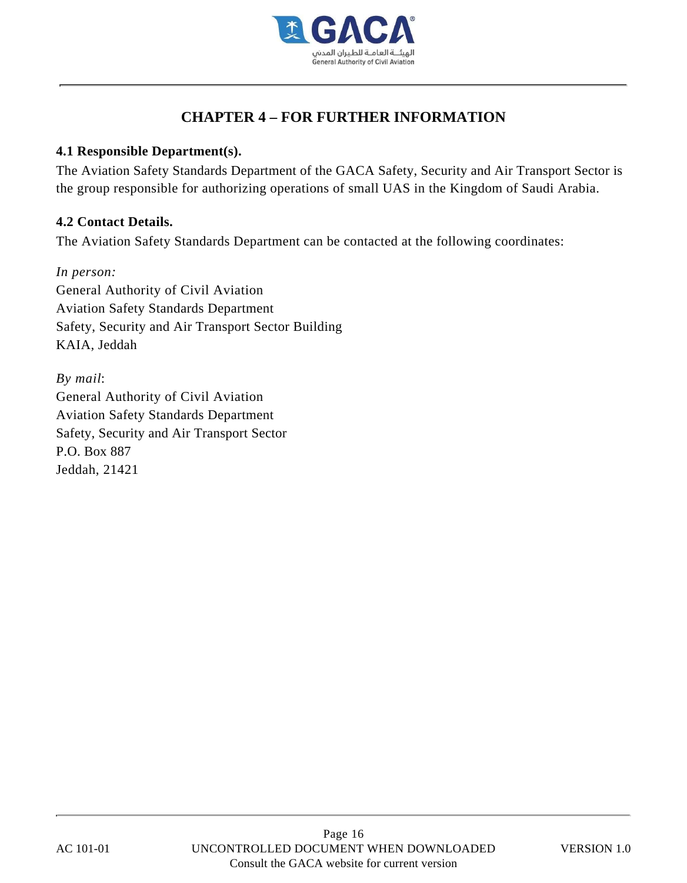# CHAPTER 4 – FOR FURTHER INFORMATION

**4.1 Responsible Department(s).**

The Aviation Safety Standards Department of the GACA Safety, Security and Air Transport Sector is the group responsible for authorizing operations of small UAS in the Kingdom of Saudi Arabia.

**4.2 Contact Details.**

The Aviation Safety Standards Department can be contacted at the following coordinates:

*In person:*
General Authority of Civil Aviation
Aviation Safety Standards Department
Safety, Security and Air Transport Sector Building
KAIA, Jeddah

*By mail*:
General Authority of Civil Aviation
Aviation Safety Standards Department
Safety, Security and Air Transport Sector
P.O. Box 887
Jeddah, 21421